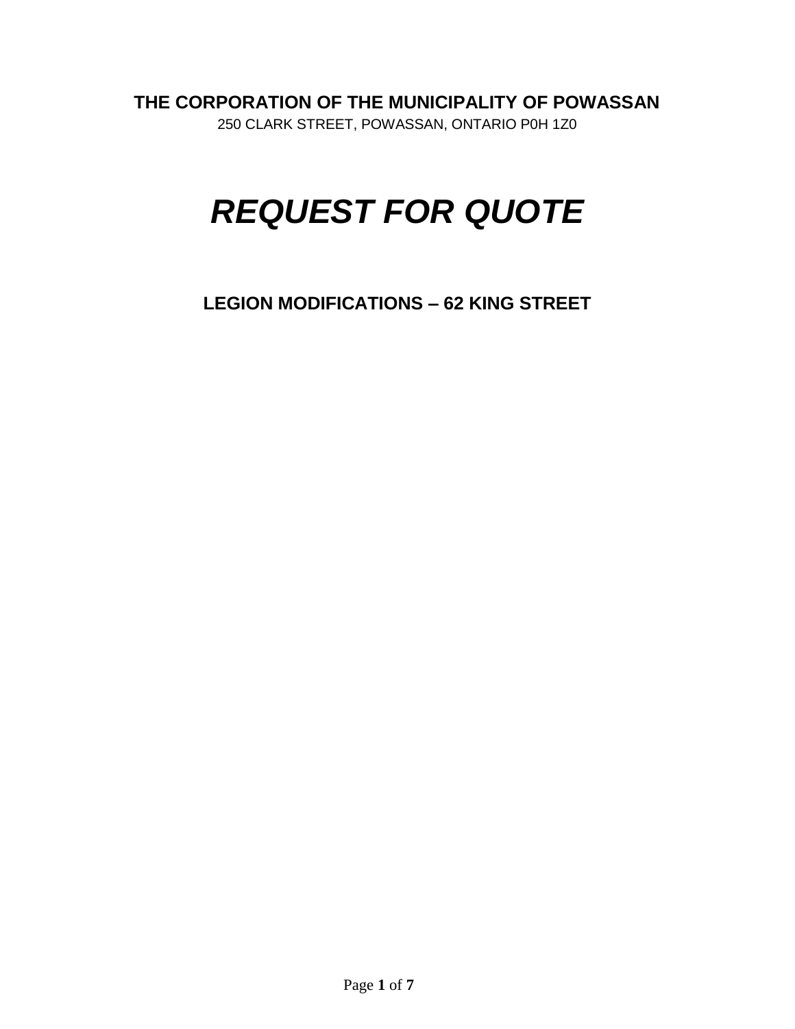**THE CORPORATION OF THE MUNICIPALITY OF POWASSAN**

250 CLARK STREET, POWASSAN, ONTARIO P0H 1Z0

# *REQUEST FOR QUOTE*

## LEGION MODIFICATIONS – 62 KING STREET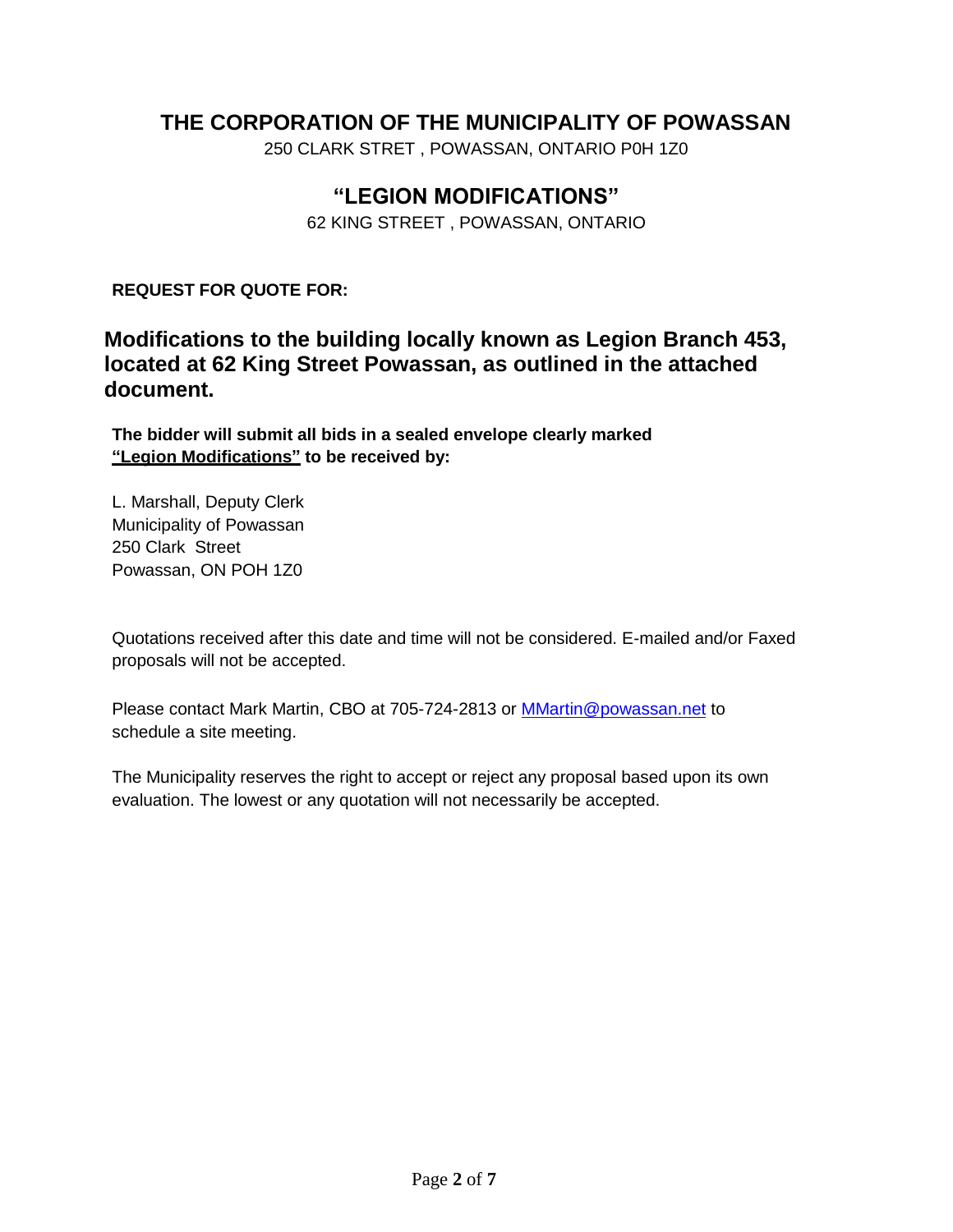# THE CORPORATION OF THE MUNICIPALITY OF POWASSAN

250 CLARK STRET , POWASSAN, ONTARIO P0H 1Z0

## "LEGION MODIFICATIONS"

62 KING STREET , POWASSAN, ONTARIO

**REQUEST FOR QUOTE FOR:**

## Modifications to the building locally known as Legion Branch 453, located at 62 King Street Powassan, as outlined in the attached document.

**The bidder will submit all bids in a sealed envelope clearly marked <u>"Legion Modifications"</u> to be received by:**

L. Marshall, Deputy Clerk
Municipality of Powassan
250 Clark Street
Powassan, ON POH 1Z0

Quotations received after this date and time will not be considered. E-mailed and/or Faxed proposals will not be accepted.

Please contact Mark Martin, CBO at 705-724-2813 or MMartin@powassan.net to schedule a site meeting.

The Municipality reserves the right to accept or reject any proposal based upon its own evaluation. The lowest or any quotation will not necessarily be accepted.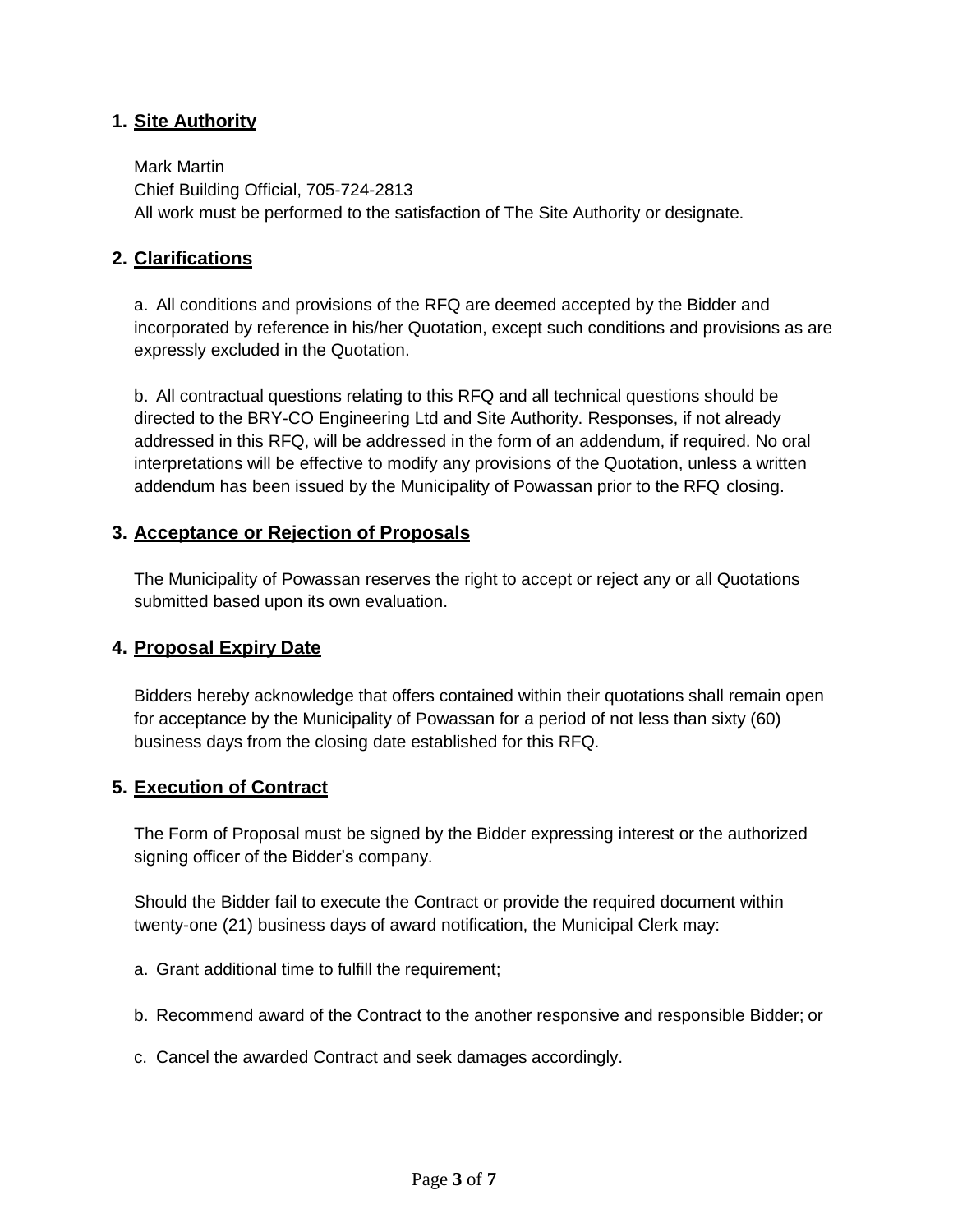## 1. Site Authority

Mark Martin
Chief Building Official, 705-724-2813
All work must be performed to the satisfaction of The Site Authority or designate.

## 2. Clarifications

a. All conditions and provisions of the RFQ are deemed accepted by the Bidder and incorporated by reference in his/her Quotation, except such conditions and provisions as are expressly excluded in the Quotation.

b. All contractual questions relating to this RFQ and all technical questions should be directed to the BRY-CO Engineering Ltd and Site Authority. Responses, if not already addressed in this RFQ, will be addressed in the form of an addendum, if required. No oral interpretations will be effective to modify any provisions of the Quotation, unless a written addendum has been issued by the Municipality of Powassan prior to the RFQ closing.

## 3. Acceptance or Rejection of Proposals

The Municipality of Powassan reserves the right to accept or reject any or all Quotations submitted based upon its own evaluation.

## 4. Proposal Expiry Date

Bidders hereby acknowledge that offers contained within their quotations shall remain open for acceptance by the Municipality of Powassan for a period of not less than sixty (60) business days from the closing date established for this RFQ.

## 5. Execution of Contract

The Form of Proposal must be signed by the Bidder expressing interest or the authorized signing officer of the Bidder's company.

Should the Bidder fail to execute the Contract or provide the required document within twenty-one (21) business days of award notification, the Municipal Clerk may:

a. Grant additional time to fulfill the requirement;

b. Recommend award of the Contract to the another responsive and responsible Bidder; or

c. Cancel the awarded Contract and seek damages accordingly.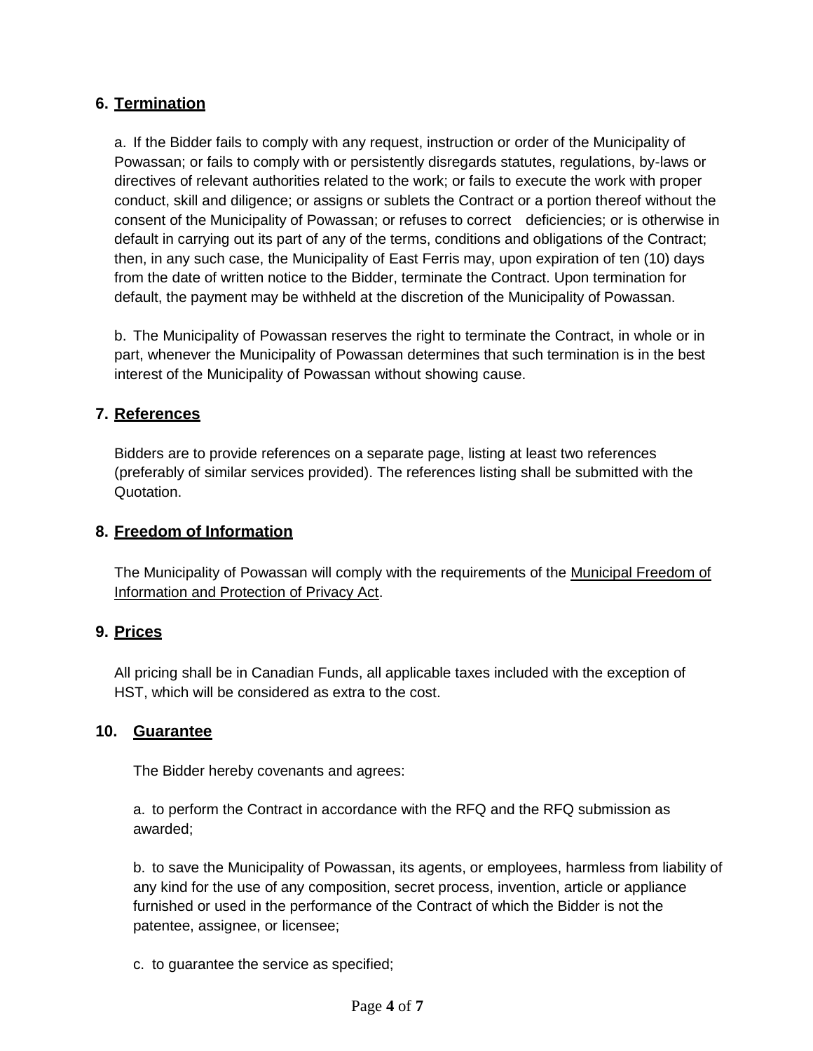## 6. Termination

a. If the Bidder fails to comply with any request, instruction or order of the Municipality of Powassan; or fails to comply with or persistently disregards statutes, regulations, by-laws or directives of relevant authorities related to the work; or fails to execute the work with proper conduct, skill and diligence; or assigns or sublets the Contract or a portion thereof without the consent of the Municipality of Powassan; or refuses to correct deficiencies; or is otherwise in default in carrying out its part of any of the terms, conditions and obligations of the Contract; then, in any such case, the Municipality of East Ferris may, upon expiration of ten (10) days from the date of written notice to the Bidder, terminate the Contract. Upon termination for default, the payment may be withheld at the discretion of the Municipality of Powassan.

b. The Municipality of Powassan reserves the right to terminate the Contract, in whole or in part, whenever the Municipality of Powassan determines that such termination is in the best interest of the Municipality of Powassan without showing cause.

## 7. References

Bidders are to provide references on a separate page, listing at least two references (preferably of similar services provided). The references listing shall be submitted with the Quotation.

## 8. Freedom of Information

The Municipality of Powassan will comply with the requirements of the Municipal Freedom of Information and Protection of Privacy Act.

## 9. Prices

All pricing shall be in Canadian Funds, all applicable taxes included with the exception of HST, which will be considered as extra to the cost.

## 10. Guarantee

The Bidder hereby covenants and agrees:

a. to perform the Contract in accordance with the RFQ and the RFQ submission as awarded;

b. to save the Municipality of Powassan, its agents, or employees, harmless from liability of any kind for the use of any composition, secret process, invention, article or appliance furnished or used in the performance of the Contract of which the Bidder is not the patentee, assignee, or licensee;

c. to guarantee the service as specified;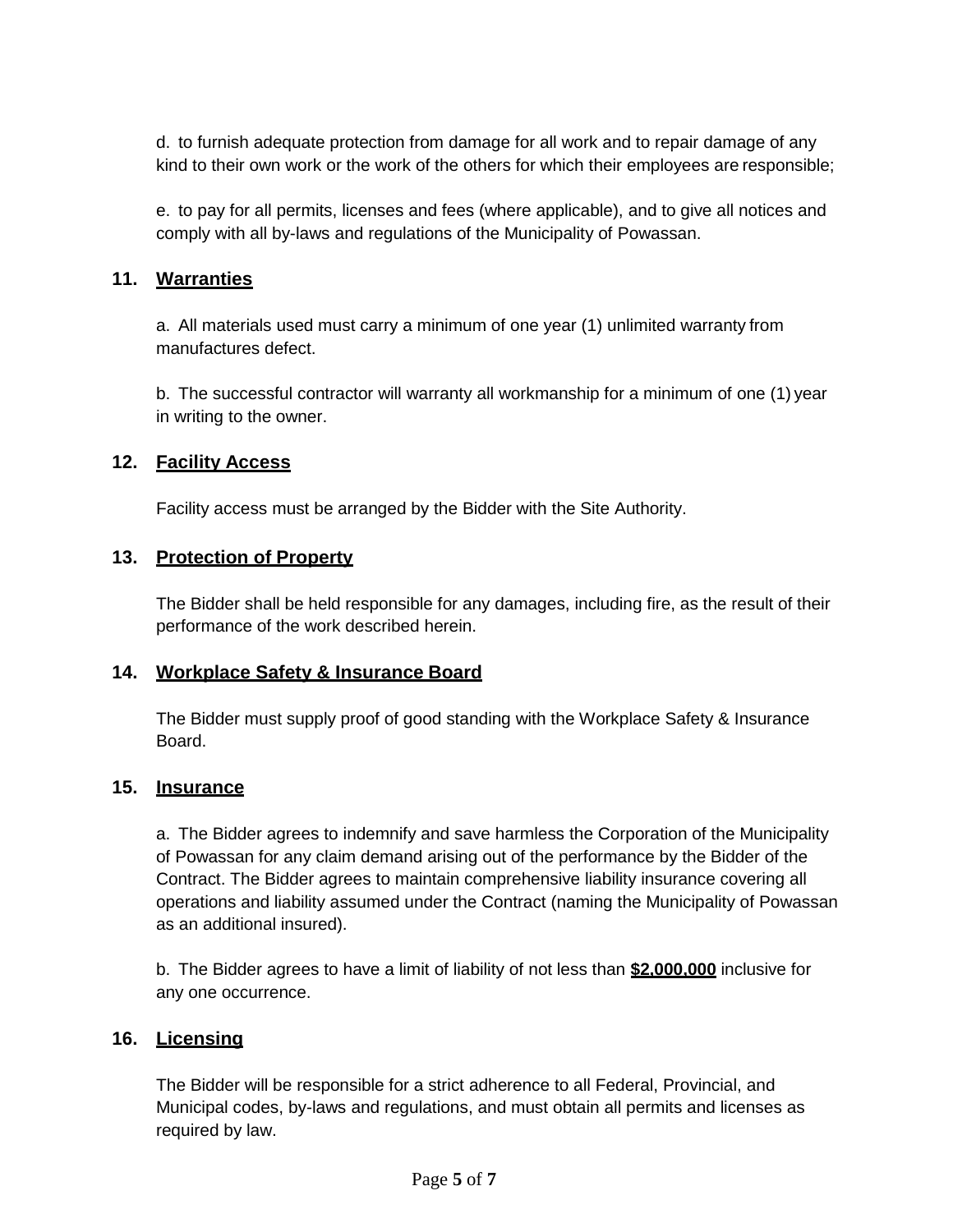d. to furnish adequate protection from damage for all work and to repair damage of any kind to their own work or the work of the others for which their employees are responsible;

e. to pay for all permits, licenses and fees (where applicable), and to give all notices and comply with all by-laws and regulations of the Municipality of Powassan.

## 11. Warranties

a. All materials used must carry a minimum of one year (1) unlimited warranty from manufactures defect.

b. The successful contractor will warranty all workmanship for a minimum of one (1) year in writing to the owner.

## 12. Facility Access

Facility access must be arranged by the Bidder with the Site Authority.

## 13. Protection of Property

The Bidder shall be held responsible for any damages, including fire, as the result of their performance of the work described herein.

## 14. Workplace Safety & Insurance Board

The Bidder must supply proof of good standing with the Workplace Safety & Insurance Board.

## 15. Insurance

a. The Bidder agrees to indemnify and save harmless the Corporation of the Municipality of Powassan for any claim demand arising out of the performance by the Bidder of the Contract. The Bidder agrees to maintain comprehensive liability insurance covering all operations and liability assumed under the Contract (naming the Municipality of Powassan as an additional insured).

b. The Bidder agrees to have a limit of liability of not less than **$2,000,000** inclusive for any one occurrence.

## 16. Licensing

The Bidder will be responsible for a strict adherence to all Federal, Provincial, and Municipal codes, by-laws and regulations, and must obtain all permits and licenses as required by law.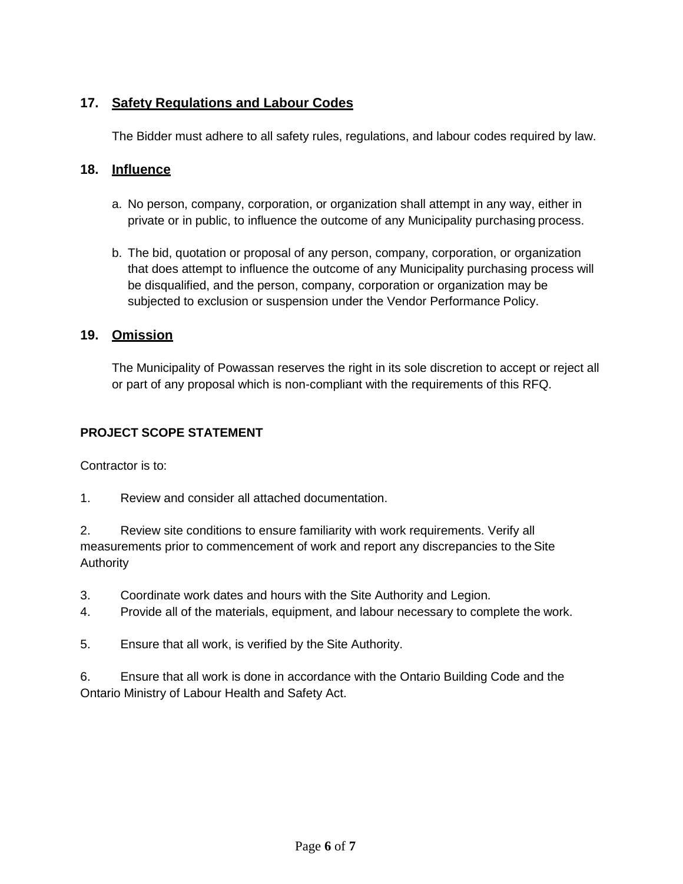## 17. Safety Regulations and Labour Codes

The Bidder must adhere to all safety rules, regulations, and labour codes required by law.

## 18. Influence

a. No person, company, corporation, or organization shall attempt in any way, either in private or in public, to influence the outcome of any Municipality purchasing process.

b. The bid, quotation or proposal of any person, company, corporation, or organization that does attempt to influence the outcome of any Municipality purchasing process will be disqualified, and the person, company, corporation or organization may be subjected to exclusion or suspension under the Vendor Performance Policy.

## 19. Omission

The Municipality of Powassan reserves the right in its sole discretion to accept or reject all or part of any proposal which is non-compliant with the requirements of this RFQ.

**PROJECT SCOPE STATEMENT**

Contractor is to:

1. Review and consider all attached documentation.

2. Review site conditions to ensure familiarity with work requirements. Verify all measurements prior to commencement of work and report any discrepancies to the Site Authority

3. Coordinate work dates and hours with the Site Authority and Legion.
4. Provide all of the materials, equipment, and labour necessary to complete the work.

5. Ensure that all work, is verified by the Site Authority.

6. Ensure that all work is done in accordance with the Ontario Building Code and the Ontario Ministry of Labour Health and Safety Act.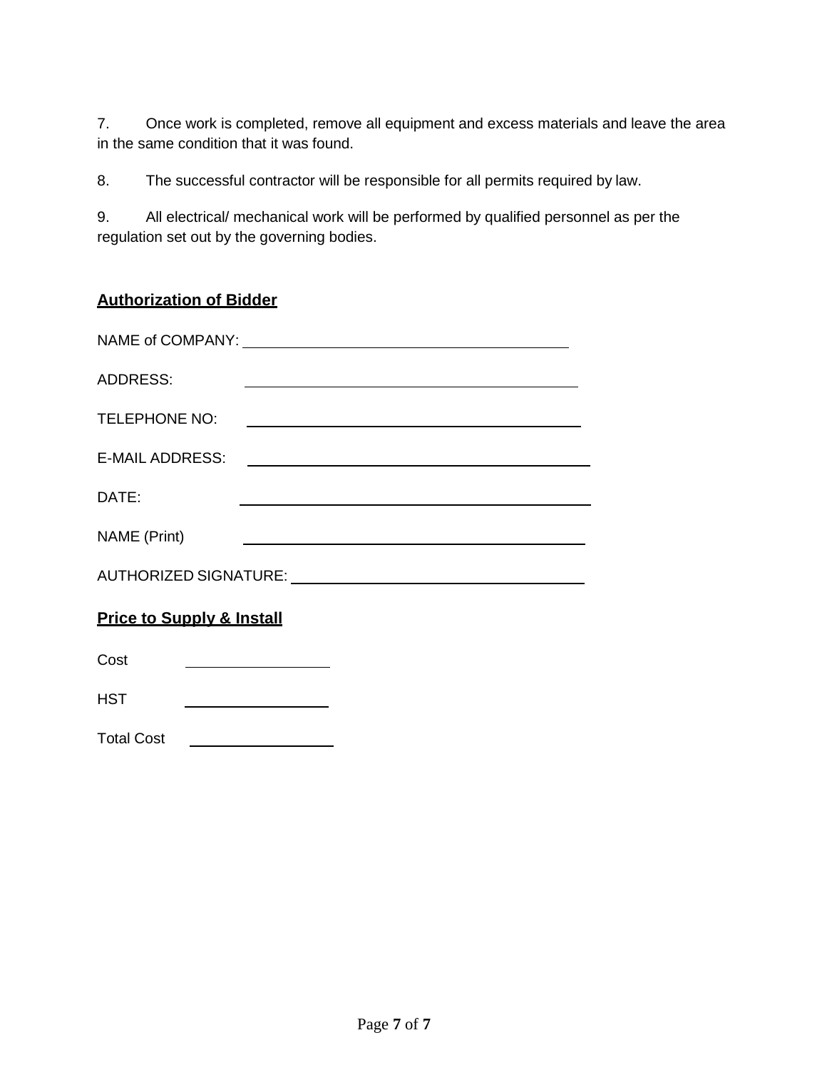7. Once work is completed, remove all equipment and excess materials and leave the area in the same condition that it was found.

8. The successful contractor will be responsible for all permits required by law.

9. All electrical/ mechanical work will be performed by qualified personnel as per the regulation set out by the governing bodies.

**Authorization of Bidder**

NAME of COMPANY: ______________________________

ADDRESS: ______________________________

TELEPHONE NO: ______________________________

E-MAIL ADDRESS: ______________________________

DATE: ______________________________

NAME (Print) ______________________________

AUTHORIZED SIGNATURE: ______________________________

**Price to Supply & Install**

Cost ______________

HST ______________

Total Cost ______________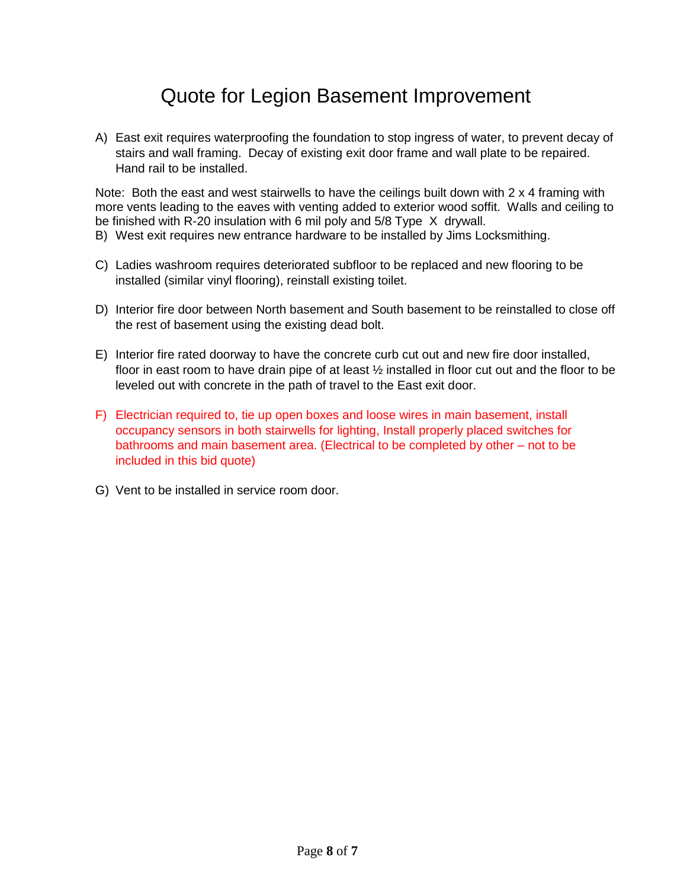# Quote for Legion Basement Improvement

A) East exit requires waterproofing the foundation to stop ingress of water, to prevent decay of stairs and wall framing. Decay of existing exit door frame and wall plate to be repaired. Hand rail to be installed.

Note: Both the east and west stairwells to have the ceilings built down with 2 x 4 framing with more vents leading to the eaves with venting added to exterior wood soffit. Walls and ceiling to be finished with R-20 insulation with 6 mil poly and 5/8 Type X drywall.

B) West exit requires new entrance hardware to be installed by Jims Locksmithing.

C) Ladies washroom requires deteriorated subfloor to be replaced and new flooring to be installed (similar vinyl flooring), reinstall existing toilet.

D) Interior fire door between North basement and South basement to be reinstalled to close off the rest of basement using the existing dead bolt.

E) Interior fire rated doorway to have the concrete curb cut out and new fire door installed, floor in east room to have drain pipe of at least ½ installed in floor cut out and the floor to be leveled out with concrete in the path of travel to the East exit door.

F) Electrician required to, tie up open boxes and loose wires in main basement, install occupancy sensors in both stairwells for lighting, Install properly placed switches for bathrooms and main basement area. (Electrical to be completed by other – not to be included in this bid quote)

G) Vent to be installed in service room door.